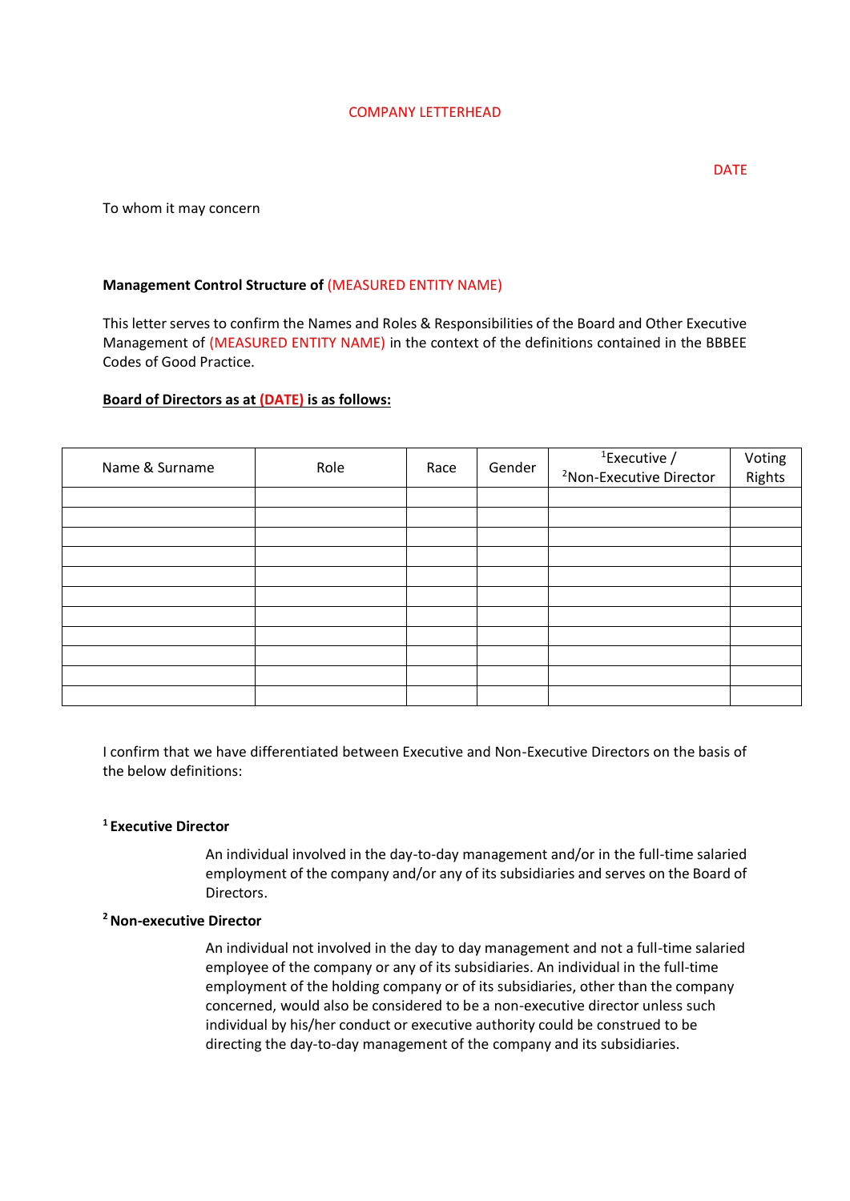COMPANY LETTERHEAD

DATE

To whom it may concern

**Management Control Structure of** (MEASURED ENTITY NAME)

This letter serves to confirm the Names and Roles & Responsibilities of the Board and Other Executive Management of (MEASURED ENTITY NAME) in the context of the definitions contained in the BBBEE Codes of Good Practice.

**Board of Directors as at (DATE) is as follows:**

| Name & Surname | Role | Race | Gender | [1]Executive / [2]Non-Executive Director | Voting Rights |
|---|---|---|---|---|---|
| | | | | | |
| | | | | | |
| | | | | | |
| | | | | | |
| | | | | | |
| | | | | | |
| | | | | | |
| | | | | | |
| | | | | | |
| | | | | | |
| | | | | | |

I confirm that we have differentiated between Executive and Non-Executive Directors on the basis of the below definitions:

**[1] Executive Director**

An individual involved in the day-to-day management and/or in the full-time salaried employment of the company and/or any of its subsidiaries and serves on the Board of Directors.

**[2] Non-executive Director**

An individual not involved in the day to day management and not a full-time salaried employee of the company or any of its subsidiaries. An individual in the full-time employment of the holding company or of its subsidiaries, other than the company concerned, would also be considered to be a non-executive director unless such individual by his/her conduct or executive authority could be construed to be directing the day-to-day management of the company and its subsidiaries.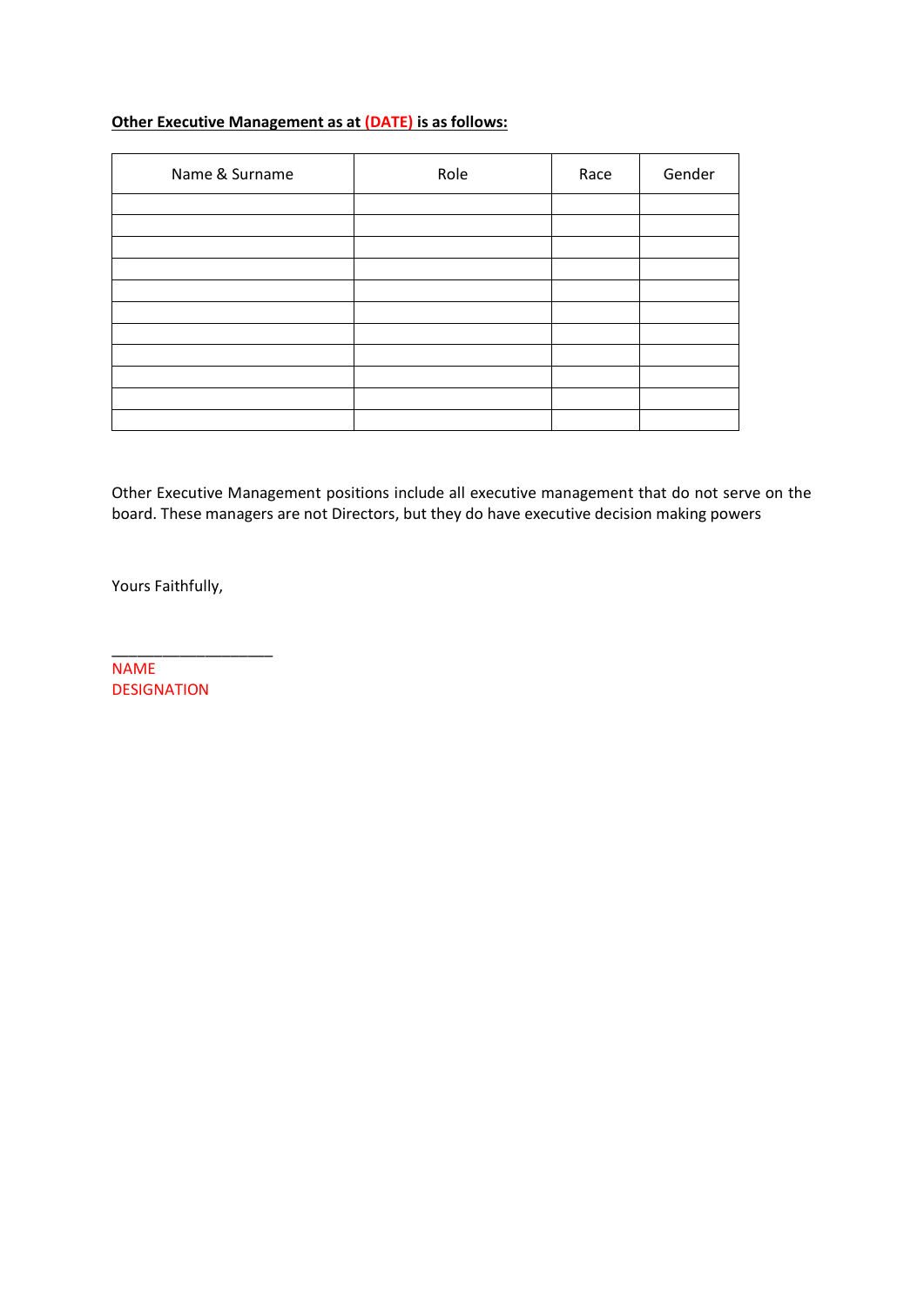**Other Executive Management as at (DATE) is as follows:**

| Name & Surname | Role | Race | Gender |
|---|---|---|---|
| | | | |
| | | | |
| | | | |
| | | | |
| | | | |
| | | | |
| | | | |
| | | | |
| | | | |
| | | | |
| | | | |

Other Executive Management positions include all executive management that do not serve on the board. These managers are not Directors, but they do have executive decision making powers

Yours Faithfully,

___________________

NAME
DESIGNATION